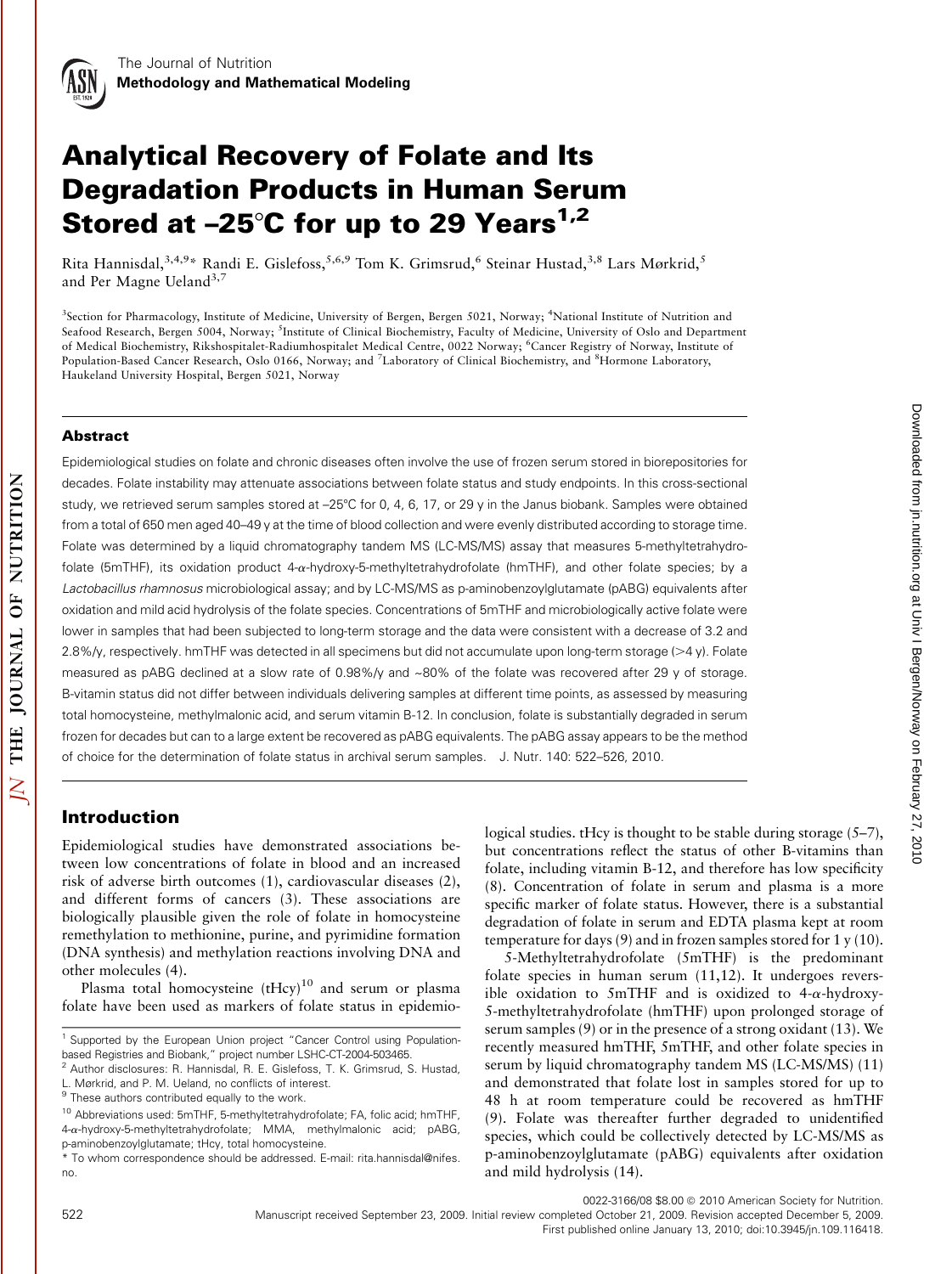# Analytical Recovery of Folate and Its Degradation Products in Human Serum Stored at –25°C for up to 29 Years[1,2]

Rita Hannisdal,[3,4,9]* Randi E. Gislefoss,[5,6,9] Tom K. Grimsrud,[6] Steinar Hustad,[3,8] Lars Mørkrid,[5] and Per Magne Ueland[3,7]

[3]Section for Pharmacology, Institute of Medicine, University of Bergen, Bergen 5021, Norway; [4]National Institute of Nutrition and Seafood Research, Bergen 5004, Norway; [5]Institute of Clinical Biochemistry, Faculty of Medicine, University of Oslo and Department of Medical Biochemistry, Rikshospitalet-Radiumhospitalet Medical Centre, 0022 Norway; [6]Cancer Registry of Norway, Institute of Population-Based Cancer Research, Oslo 0166, Norway; and [7]Laboratory of Clinical Biochemistry, and [8]Hormone Laboratory, Haukeland University Hospital, Bergen 5021, Norway

## Abstract

Epidemiological studies on folate and chronic diseases often involve the use of frozen serum stored in biorepositories for decades. Folate instability may attenuate associations between folate status and study endpoints. In this cross-sectional study, we retrieved serum samples stored at –25°C for 0, 4, 6, 17, or 29 y in the Janus biobank. Samples were obtained from a total of 650 men aged 40–49 y at the time of blood collection and were evenly distributed according to storage time. Folate was determined by a liquid chromatography tandem MS (LC-MS/MS) assay that measures 5-methyltetrahydrofolate (5mTHF), its oxidation product 4-$\alpha$-hydroxy-5-methyltetrahydrofolate (hmTHF), and other folate species; by a *Lactobacillus rhamnosus* microbiological assay; and by LC-MS/MS as p-aminobenzoylglutamate (pABG) equivalents after oxidation and mild acid hydrolysis of the folate species. Concentrations of 5mTHF and microbiologically active folate were lower in samples that had been subjected to long-term storage and the data were consistent with a decrease of 3.2 and 2.8%/y, respectively. hmTHF was detected in all specimens but did not accumulate upon long-term storage (>4 y). Folate measured as pABG declined at a slow rate of 0.98%/y and ~80% of the folate was recovered after 29 y of storage. B-vitamin status did not differ between individuals delivering samples at different time points, as assessed by measuring total homocysteine, methylmalonic acid, and serum vitamin B-12. In conclusion, folate is substantially degraded in serum frozen for decades but can to a large extent be recovered as pABG equivalents. The pABG assay appears to be the method of choice for the determination of folate status in archival serum samples. J. Nutr. 140: 522–526, 2010.

## Introduction

Epidemiological studies have demonstrated associations between low concentrations of folate in blood and an increased risk of adverse birth outcomes (1), cardiovascular diseases (2), and different forms of cancers (3). These associations are biologically plausible given the role of folate in homocysteine remethylation to methionine, purine, and pyrimidine formation (DNA synthesis) and methylation reactions involving DNA and other molecules (4).

Plasma total homocysteine (tHcy)[10] and serum or plasma folate have been used as markers of folate status in epidemiological studies. tHcy is thought to be stable during storage (5–7), but concentrations reflect the status of other B-vitamins than folate, including vitamin B-12, and therefore has low specificity (8). Concentration of folate in serum and plasma is a more specific marker of folate status. However, there is a substantial degradation of folate in serum and EDTA plasma kept at room temperature for days (9) and in frozen samples stored for 1 y (10).

5-Methyltetrahydrofolate (5mTHF) is the predominant folate species in human serum (11,12). It undergoes reversible oxidation to 5mTHF and is oxidized to 4-$\alpha$-hydroxy-5-methyltetrahydrofolate (hmTHF) upon prolonged storage of serum samples (9) or in the presence of a strong oxidant (13). We recently measured hmTHF, 5mTHF, and other folate species in serum by liquid chromatography tandem MS (LC-MS/MS) (11) and demonstrated that folate lost in samples stored for up to 48 h at room temperature could be recovered as hmTHF (9). Folate was thereafter further degraded to unidentified species, which could be collectively detected by LC-MS/MS as p-aminobenzoylglutamate (pABG) equivalents after oxidation and mild hydrolysis (14).

---

[1] Supported by the European Union project "Cancer Control using Population-based Registries and Biobank," project number LSHC-CT-2004-503465.

[2] Author disclosures: R. Hannisdal, R. E. Gislefoss, T. K. Grimsrud, S. Hustad, L. Mørkrid, and P. M. Ueland, no conflicts of interest.

[9] These authors contributed equally to the work.

[10] Abbreviations used: 5mTHF, 5-methyltetrahydrofolate; FA, folic acid; hmTHF, 4-$\alpha$-hydroxy-5-methyltetrahydrofolate; MMA, methylmalonic acid; pABG, p-aminobenzoylglutamate; tHcy, total homocysteine.

* To whom correspondence should be addressed. E-mail: rita.hannisdal@nifes.no.

0022-3166/08 $8.00 © 2010 American Society for Nutrition.
Manuscript received September 23, 2009. Initial review completed October 21, 2009. Revision accepted December 5, 2009.
First published online January 13, 2010; doi:10.3945/jn.109.116418.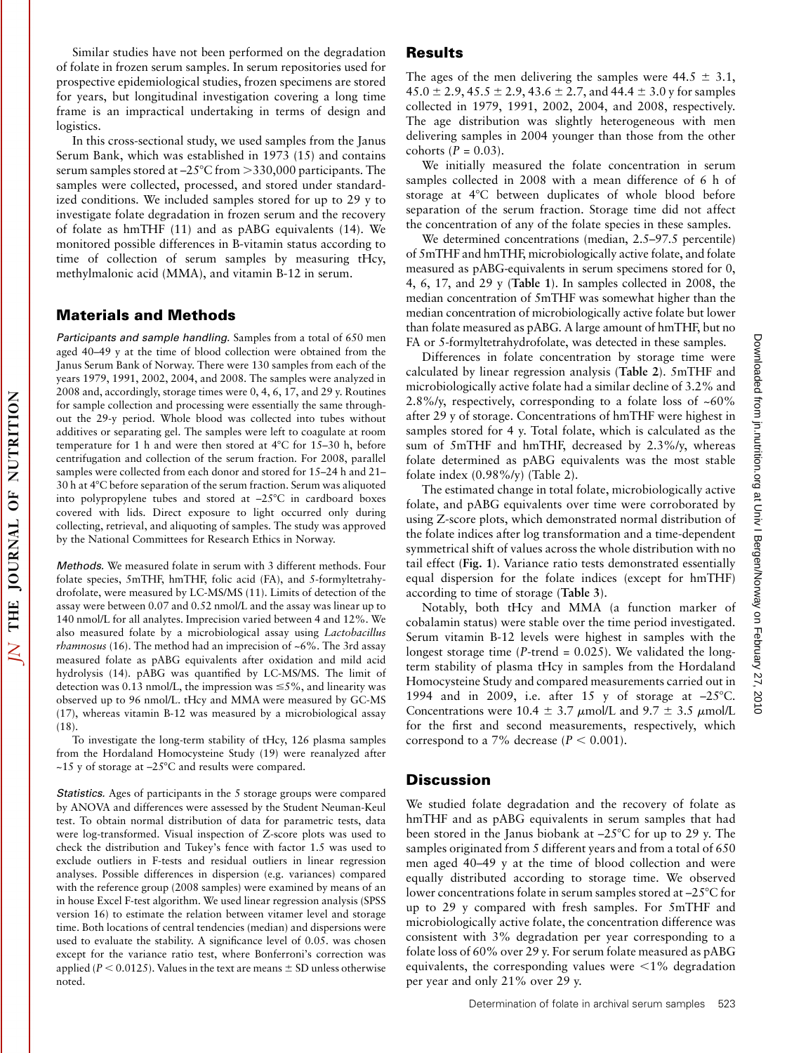Similar studies have not been performed on the degradation of folate in frozen serum samples. In serum repositories used for prospective epidemiological studies, frozen specimens are stored for years, but longitudinal investigation covering a long time frame is an impractical undertaking in terms of design and logistics.

In this cross-sectional study, we used samples from the Janus Serum Bank, which was established in 1973 (15) and contains serum samples stored at –25°C from >330,000 participants. The samples were collected, processed, and stored under standardized conditions. We included samples stored for up to 29 y to investigate folate degradation in frozen serum and the recovery of folate as hmTHF (11) and as pABG equivalents (14). We monitored possible differences in B-vitamin status according to time of collection of serum samples by measuring tHcy, methylmalonic acid (MMA), and vitamin B-12 in serum.

## Materials and Methods

*Participants and sample handling.* Samples from a total of 650 men aged 40–49 y at the time of blood collection were obtained from the Janus Serum Bank of Norway. There were 130 samples from each of the years 1979, 1991, 2002, 2004, and 2008. The samples were analyzed in 2008 and, accordingly, storage times were 0, 4, 6, 17, and 29 y. Routines for sample collection and processing were essentially the same throughout the 29-y period. Whole blood was collected into tubes without additives or separating gel. The samples were left to coagulate at room temperature for 1 h and were then stored at 4°C for 15–30 h, before centrifugation and collection of the serum fraction. For 2008, parallel samples were collected from each donor and stored for 15–24 h and 21–30 h at 4°C before separation of the serum fraction. Serum was aliquoted into polypropylene tubes and stored at –25°C in cardboard boxes covered with lids. Direct exposure to light occurred only during collecting, retrieval, and aliquoting of samples. The study was approved by the National Committees for Research Ethics in Norway.

*Methods.* We measured folate in serum with 3 different methods. Four folate species, 5mTHF, hmTHF, folic acid (FA), and 5-formyltetrahydrofolate, were measured by LC-MS/MS (11). Limits of detection of the assay were between 0.07 and 0.52 nmol/L and the assay was linear up to 140 nmol/L for all analytes. Imprecision varied between 4 and 12%. We also measured folate by a microbiological assay using *Lactobacillus rhamnosus* (16). The method had an imprecision of ~6%. The 3rd assay measured folate as pABG equivalents after oxidation and mild acid hydrolysis (14). pABG was quantified by LC-MS/MS. The limit of detection was 0.13 nmol/L, the impression was ≤5%, and linearity was observed up to 96 nmol/L. tHcy and MMA were measured by GC-MS (17), whereas vitamin B-12 was measured by a microbiological assay (18).

To investigate the long-term stability of tHcy, 126 plasma samples from the Hordaland Homocysteine Study (19) were reanalyzed after ~15 y of storage at –25°C and results were compared.

*Statistics.* Ages of participants in the 5 storage groups were compared by ANOVA and differences were assessed by the Student Neuman-Keul test. To obtain normal distribution of data for parametric tests, data were log-transformed. Visual inspection of Z-score plots was used to check the distribution and Tukey's fence with factor 1.5 was used to exclude outliers in F-tests and residual outliers in linear regression analyses. Possible differences in dispersion (e.g. variances) compared with the reference group (2008 samples) were examined by means of an in house Excel F-test algorithm. We used linear regression analysis (SPSS version 16) to estimate the relation between vitamer level and storage time. Both locations of central tendencies (median) and dispersions were used to evaluate the stability. A significance level of 0.05. was chosen except for the variance ratio test, where Bonferroni's correction was applied ($P < 0.0125$). Values in the text are means ± SD unless otherwise noted.

## Results

The ages of the men delivering the samples were 44.5 ± 3.1, 45.0 ± 2.9, 45.5 ± 2.9, 43.6 ± 2.7, and 44.4 ± 3.0 y for samples collected in 1979, 1991, 2002, 2004, and 2008, respectively. The age distribution was slightly heterogeneous with men delivering samples in 2004 younger than those from the other cohorts ($P = 0.03$).

We initially measured the folate concentration in serum samples collected in 2008 with a mean difference of 6 h of storage at 4°C between duplicates of whole blood before separation of the serum fraction. Storage time did not affect the concentration of any of the folate species in these samples.

We determined concentrations (median, 2.5–97.5 percentile) of 5mTHF and hmTHF, microbiologically active folate, and folate measured as pABG-equivalents in serum specimens stored for 0, 4, 6, 17, and 29 y (**Table 1**). In samples collected in 2008, the median concentration of 5mTHF was somewhat higher than the median concentration of microbiologically active folate but lower than folate measured as pABG. A large amount of hmTHF, but no FA or 5-formyltetrahydrofolate, was detected in these samples.

Differences in folate concentration by storage time were calculated by linear regression analysis (**Table 2**). 5mTHF and microbiologically active folate had a similar decline of 3.2% and 2.8%/y, respectively, corresponding to a folate loss of ~60% after 29 y of storage. Concentrations of hmTHF were highest in samples stored for 4 y. Total folate, which is calculated as the sum of 5mTHF and hmTHF, decreased by 2.3%/y, whereas folate determined as pABG equivalents was the most stable folate index (0.98%/y) (Table 2).

The estimated change in total folate, microbiologically active folate, and pABG equivalents over time were corroborated by using Z-score plots, which demonstrated normal distribution of the folate indices after log transformation and a time-dependent symmetrical shift of values across the whole distribution with no tail effect (**Fig. 1**). Variance ratio tests demonstrated essentially equal dispersion for the folate indices (except for hmTHF) according to time of storage (**Table 3**).

Notably, both tHcy and MMA (a function marker of cobalamin status) were stable over the time period investigated. Serum vitamin B-12 levels were highest in samples with the longest storage time (P-trend = 0.025). We validated the long-term stability of plasma tHcy in samples from the Hordaland Homocysteine Study and compared measurements carried out in 1994 and in 2009, i.e. after 15 y of storage at –25°C. Concentrations were 10.4 ± 3.7 μmol/L and 9.7 ± 3.5 μmol/L for the first and second measurements, respectively, which correspond to a 7% decrease ($P < 0.001$).

## Discussion

We studied folate degradation and the recovery of folate as hmTHF and as pABG equivalents in serum samples that had been stored in the Janus biobank at –25°C for up to 29 y. The samples originated from 5 different years and from a total of 650 men aged 40–49 y at the time of blood collection and were equally distributed according to storage time. We observed lower concentrations folate in serum samples stored at –25°C for up to 29 y compared with fresh samples. For 5mTHF and microbiologically active folate, the concentration difference was consistent with 3% degradation per year corresponding to a folate loss of 60% over 29 y. For serum folate measured as pABG equivalents, the corresponding values were <1% degradation per year and only 21% over 29 y.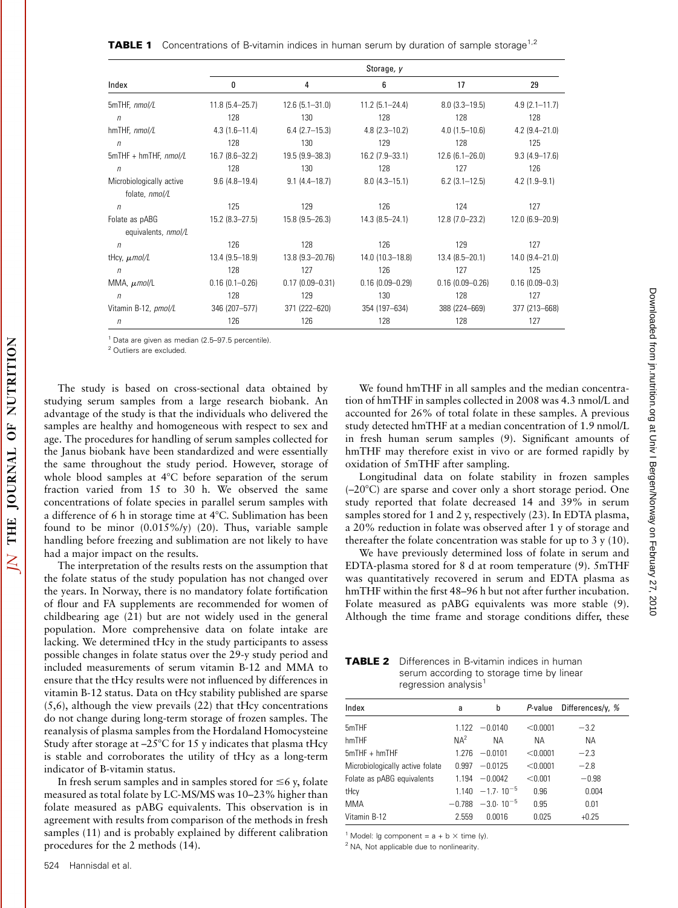**TABLE 1** Concentrations of B-vitamin indices in human serum by duration of sample storage[1,2]

| Index | Storage, *y* | | | | |
|---|---|---|---|---|---|
| | 0 | 4 | 6 | 17 | 29 |
| 5mTHF, *nmol/L* | 11.8 (5.4–25.7) | 12.6 (5.1–31.0) | 11.2 (5.1–24.4) | 8.0 (3.3–19.5) | 4.9 (2.1–11.7) |
| *n* | 128 | 130 | 128 | 128 | 128 |
| hmTHF, *nmol/L* | 4.3 (1.6–11.4) | 6.4 (2.7–15.3) | 4.8 (2.3–10.2) | 4.0 (1.5–10.6) | 4.2 (9.4–21.0) |
| *n* | 128 | 130 | 129 | 128 | 125 |
| 5mTHF + hmTHF, *nmol/L* | 16.7 (8.6–32.2) | 19.5 (9.9–38.3) | 16.2 (7.9–33.1) | 12.6 (6.1–26.0) | 9.3 (4.9–17.6) |
| *n* | 128 | 130 | 128 | 127 | 126 |
| Microbiologically active folate, *nmol/L* | 9.6 (4.8–19.4) | 9.1 (4.4–18.7) | 8.0 (4.3–15.1) | 6.2 (3.1–12.5) | 4.2 (1.9–9.1) |
| *n* | 125 | 129 | 126 | 124 | 127 |
| Folate as pABG equivalents, *nmol/L* | 15.2 (8.3–27.5) | 15.8 (9.5–26.3) | 14.3 (8.5–24.1) | 12.8 (7.0–23.2) | 12.0 (6.9–20.9) |
| *n* | 126 | 128 | 126 | 129 | 127 |
| tHcy, *μmol/L* | 13.4 (9.5–18.9) | 13.8 (9.3–20.76) | 14.0 (10.3–18.8) | 13.4 (8.5–20.1) | 14.0 (9.4–21.0) |
| *n* | 128 | 127 | 126 | 127 | 125 |
| MMA, *μmol/L* | 0.16 (0.1–0.26) | 0.17 (0.09–0.31) | 0.16 (0.09–0.29) | 0.16 (0.09–0.26) | 0.16 (0.09–0.3) |
| *n* | 128 | 129 | 130 | 128 | 127 |
| Vitamin B-12, *pmol/L* | 346 (207–577) | 371 (222–620) | 354 (197–634) | 388 (224–669) | 377 (213–668) |
| *n* | 126 | 126 | 128 | 128 | 127 |

[1] Data are given as median (2.5–97.5 percentile).
[2] Outliers are excluded.

The study is based on cross-sectional data obtained by studying serum samples from a large research biobank. An advantage of the study is that the individuals who delivered the samples are healthy and homogeneous with respect to sex and age. The procedures for handling of serum samples collected for the Janus biobank have been standardized and were essentially the same throughout the study period. However, storage of whole blood samples at 4°C before separation of the serum fraction varied from 15 to 30 h. We observed the same concentrations of folate species in parallel serum samples with a difference of 6 h in storage time at 4°C. Sublimation has been found to be minor (0.015%/y) (20). Thus, variable sample handling before freezing and sublimation are not likely to have had a major impact on the results.

The interpretation of the results rests on the assumption that the folate status of the study population has not changed over the years. In Norway, there is no mandatory folate fortification of flour and FA supplements are recommended for women of childbearing age (21) but are not widely used in the general population. More comprehensive data on folate intake are lacking. We determined tHcy in the study participants to assess possible changes in folate status over the 29-y study period and included measurements of serum vitamin B-12 and MMA to ensure that the tHcy results were not influenced by differences in vitamin B-12 status. Data on tHcy stability published are sparse (5,6), although the view prevails (22) that tHcy concentrations do not change during long-term storage of frozen samples. The reanalysis of plasma samples from the Hordaland Homocysteine Study after storage at –25°C for 15 y indicates that plasma tHcy is stable and corroborates the utility of tHcy as a long-term indicator of B-vitamin status.

In fresh serum samples and in samples stored for ≤6 y, folate measured as total folate by LC-MS/MS was 10–23% higher than folate measured as pABG equivalents. This observation is in agreement with results from comparison of the methods in fresh samples (11) and is probably explained by different calibration procedures for the 2 methods (14).

We found hmTHF in all samples and the median concentration of hmTHF in samples collected in 2008 was 4.3 nmol/L and accounted for 26% of total folate in these samples. A previous study detected hmTHF at a median concentration of 1.9 nmol/L in fresh human serum samples (9). Significant amounts of hmTHF may therefore exist in vivo or are formed rapidly by oxidation of 5mTHF after sampling.

Longitudinal data on folate stability in frozen samples (–20°C) are sparse and cover only a short storage period. One study reported that folate decreased 14 and 39% in serum samples stored for 1 and 2 y, respectively (23). In EDTA plasma, a 20% reduction in folate was observed after 1 y of storage and thereafter the folate concentration was stable for up to 3 y (10).

We have previously determined loss of folate in serum and EDTA-plasma stored for 8 d at room temperature (9). 5mTHF was quantitatively recovered in serum and EDTA plasma as hmTHF within the first 48–96 h but not after further incubation. Folate measured as pABG equivalents was more stable (9). Although the time frame and storage conditions differ, these

**TABLE 2** Differences in B-vitamin indices in human serum according to storage time by linear regression analysis[1]

| Index | a | b | *P*-value | Differences/y, % |
|---|---|---|---|---|
| 5mTHF | 1.122 | −0.0140 | <0.0001 | −3.2 |
| hmTHF | NA[2] | NA | NA | NA |
| 5mTHF + hmTHF | 1.276 | −0.0101 | <0.0001 | −2.3 |
| Microbiologically active folate | 0.997 | −0.0125 | <0.0001 | −2.8 |
| Folate as pABG equivalents | 1.194 | −0.0042 | <0.001 | −0.98 |
| tHcy | 1.140 | $-1.7 \cdot 10^{-5}$ | 0.96 | 0.004 |
| MMA | −0.788 | $-3.0 \cdot 10^{-5}$ | 0.95 | 0.01 |
| Vitamin B-12 | 2.559 | 0.0016 | 0.025 | +0.25 |

[1] Model: lg component = a + b × time (y).
[2] NA, Not applicable due to nonlinearity.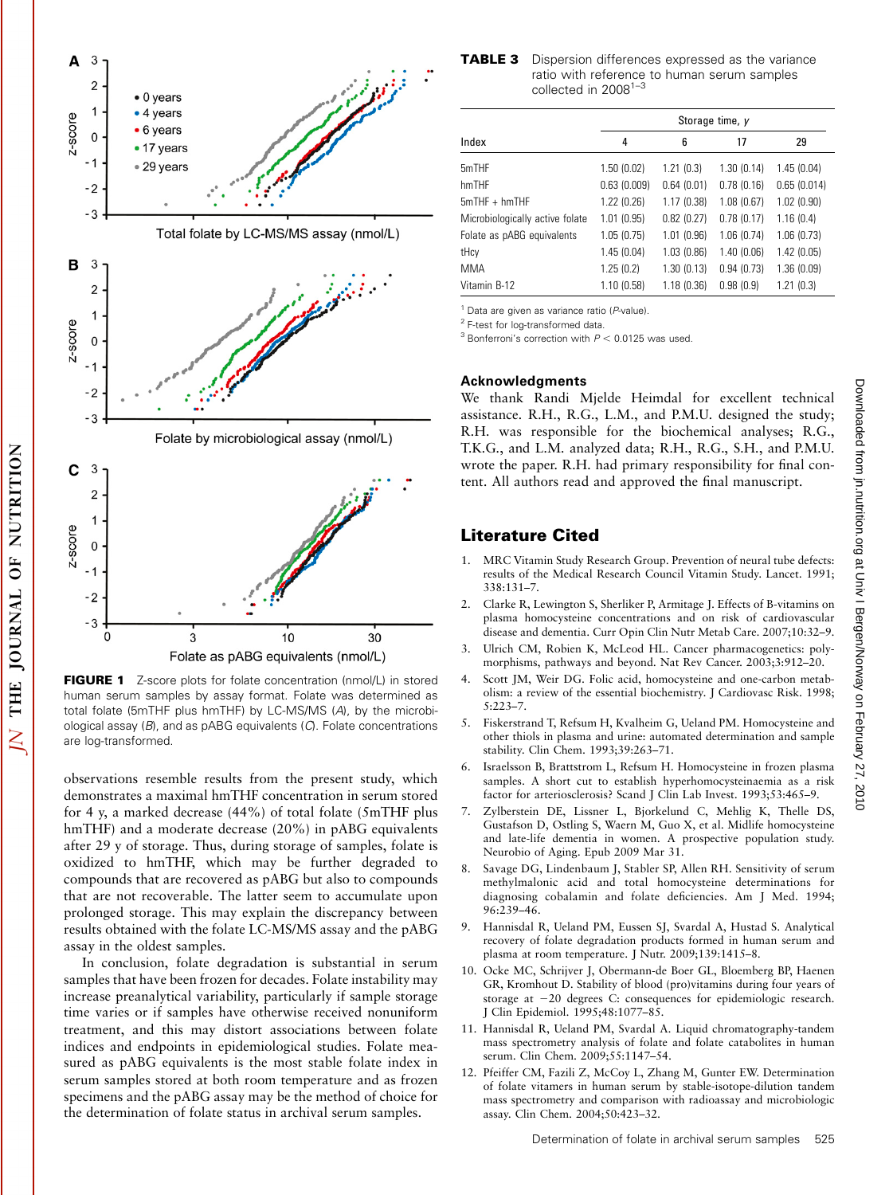FIGURE 1 Z-score plots for folate concentration (nmol/L) in stored human serum samples by assay format. Folate was determined as total folate (5mTHF plus hmTHF) by LC-MS/MS (*A*), by the microbiological assay (*B*), and as pABG equivalents (*C*). Folate concentrations are log-transformed.

observations resemble results from the present study, which demonstrates a maximal hmTHF concentration in serum stored for 4 y, a marked decrease (44%) of total folate (5mTHF plus hmTHF) and a moderate decrease (20%) in pABG equivalents after 29 y of storage. Thus, during storage of samples, folate is oxidized to hmTHF, which may be further degraded to compounds that are recovered as pABG but also to compounds that are not recoverable. The latter seem to accumulate upon prolonged storage. This may explain the discrepancy between results obtained with the folate LC-MS/MS assay and the pABG assay in the oldest samples.

In conclusion, folate degradation is substantial in serum samples that have been frozen for decades. Folate instability may increase preanalytical variability, particularly if sample storage time varies or if samples have otherwise received nonuniform treatment, and this may distort associations between folate indices and endpoints in epidemiological studies. Folate measured as pABG equivalents is the most stable folate index in serum samples stored at both room temperature and as frozen specimens and the pABG assay may be the method of choice for the determination of folate status in archival serum samples.

**TABLE 3** Dispersion differences expressed as the variance ratio with reference to human serum samples collected in 2008[1–3]

| Index | Storage time, y | | | |
|---|---|---|---|---|
| | 4 | 6 | 17 | 29 |
| 5mTHF | 1.50 (0.02) | 1.21 (0.3) | 1.30 (0.14) | 1.45 (0.04) |
| hmTHF | 0.63 (0.009) | 0.64 (0.01) | 0.78 (0.16) | 0.65 (0.014) |
| 5mTHF + hmTHF | 1.22 (0.26) | 1.17 (0.38) | 1.08 (0.67) | 1.02 (0.90) |
| Microbiologically active folate | 1.01 (0.95) | 0.82 (0.27) | 0.78 (0.17) | 1.16 (0.4) |
| Folate as pABG equivalents | 1.05 (0.75) | 1.01 (0.96) | 1.06 (0.74) | 1.06 (0.73) |
| tHcy | 1.45 (0.04) | 1.03 (0.86) | 1.40 (0.06) | 1.42 (0.05) |
| MMA | 1.25 (0.2) | 1.30 (0.13) | 0.94 (0.73) | 1.36 (0.09) |
| Vitamin B-12 | 1.10 (0.58) | 1.18 (0.36) | 0.98 (0.9) | 1.21 (0.3) |

[1] Data are given as variance ratio (*P*-value).
[2] F-test for log-transformed data.
[3] Bonferroni's correction with $P < 0.0125$ was used.

## Acknowledgments

We thank Randi Mjelde Heimdal for excellent technical assistance. R.H., R.G., L.M., and P.M.U. designed the study; R.H. was responsible for the biochemical analyses; R.G., T.K.G., and L.M. analyzed data; R.H., R.G., S.H., and P.M.U. wrote the paper. R.H. had primary responsibility for final content. All authors read and approved the final manuscript.

## Literature Cited

1. MRC Vitamin Study Research Group. Prevention of neural tube defects: results of the Medical Research Council Vitamin Study. Lancet. 1991; 338:131–7.
2. Clarke R, Lewington S, Sherliker P, Armitage J. Effects of B-vitamins on plasma homocysteine concentrations and on risk of cardiovascular disease and dementia. Curr Opin Clin Nutr Metab Care. 2007;10:32–9.
3. Ulrich CM, Robien K, McLeod HL. Cancer pharmacogenetics: polymorphisms, pathways and beyond. Nat Rev Cancer. 2003;3:912–20.
4. Scott JM, Weir DG. Folic acid, homocysteine and one-carbon metabolism: a review of the essential biochemistry. J Cardiovasc Risk. 1998; 5:223–7.
5. Fiskerstrand T, Refsum H, Kvalheim G, Ueland PM. Homocysteine and other thiols in plasma and urine: automated determination and sample stability. Clin Chem. 1993;39:263–71.
6. Israelsson B, Brattstrom L, Refsum H. Homocysteine in frozen plasma samples. A short cut to establish hyperhomocysteinaemia as a risk factor for arteriosclerosis? Scand J Clin Lab Invest. 1993;53:465–9.
7. Zylberstein DE, Lissner L, Bjorkelund C, Mehlig K, Thelle DS, Gustafson D, Ostling S, Waern M, Guo X, et al. Midlife homocysteine and late-life dementia in women. A prospective population study. Neurobio of Aging. Epub 2009 Mar 31.
8. Savage DG, Lindenbaum J, Stabler SP, Allen RH. Sensitivity of serum methylmalonic acid and total homocysteine determinations for diagnosing cobalamin and folate deficiencies. Am J Med. 1994; 96:239–46.
9. Hannisdal R, Ueland PM, Eussen SJ, Svardal A, Hustad S. Analytical recovery of folate degradation products formed in human serum and plasma at room temperature. J Nutr. 2009;139:1415–8.
10. Ocke MC, Schrijver J, Obermann-de Boer GL, Bloemberg BP, Haenen GR, Kromhout D. Stability of blood (pro)vitamins during four years of storage at −20 degrees C: consequences for epidemiologic research. J Clin Epidemiol. 1995;48:1077–85.
11. Hannisdal R, Ueland PM, Svardal A. Liquid chromatography-tandem mass spectrometry analysis of folate and folate catabolites in human serum. Clin Chem. 2009;55:1147–54.
12. Pfeiffer CM, Fazili Z, McCoy L, Zhang M, Gunter EW. Determination of folate vitamers in human serum by stable-isotope-dilution tandem mass spectrometry and comparison with radioassay and microbiologic assay. Clin Chem. 2004;50:423–32.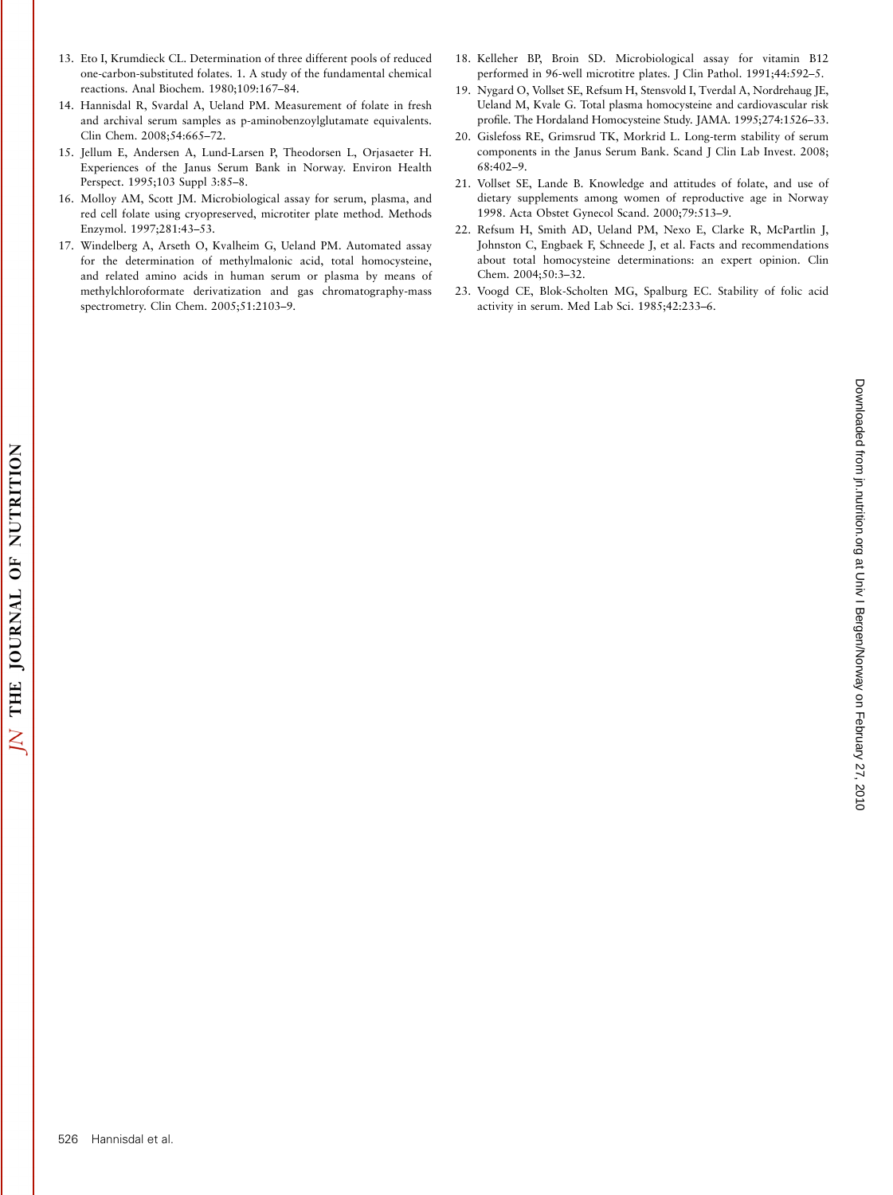13. Eto I, Krumdieck CL. Determination of three different pools of reduced one-carbon-substituted folates. 1. A study of the fundamental chemical reactions. Anal Biochem. 1980;109:167–84.
14. Hannisdal R, Svardal A, Ueland PM. Measurement of folate in fresh and archival serum samples as p-aminobenzoylglutamate equivalents. Clin Chem. 2008;54:665–72.
15. Jellum E, Andersen A, Lund-Larsen P, Theodorsen L, Orjasaeter H. Experiences of the Janus Serum Bank in Norway. Environ Health Perspect. 1995;103 Suppl 3:85–8.
16. Molloy AM, Scott JM. Microbiological assay for serum, plasma, and red cell folate using cryopreserved, microtiter plate method. Methods Enzymol. 1997;281:43–53.
17. Windelberg A, Arseth O, Kvalheim G, Ueland PM. Automated assay for the determination of methylmalonic acid, total homocysteine, and related amino acids in human serum or plasma by means of methylchloroformate derivatization and gas chromatography-mass spectrometry. Clin Chem. 2005;51:2103–9.
18. Kelleher BP, Broin SD. Microbiological assay for vitamin B12 performed in 96-well microtitre plates. J Clin Pathol. 1991;44:592–5.
19. Nygard O, Vollset SE, Refsum H, Stensvold I, Tverdal A, Nordrehaug JE, Ueland M, Kvale G. Total plasma homocysteine and cardiovascular risk profile. The Hordaland Homocysteine Study. JAMA. 1995;274:1526–33.
20. Gislefoss RE, Grimsrud TK, Morkrid L. Long-term stability of serum components in the Janus Serum Bank. Scand J Clin Lab Invest. 2008;68:402–9.
21. Vollset SE, Lande B. Knowledge and attitudes of folate, and use of dietary supplements among women of reproductive age in Norway 1998. Acta Obstet Gynecol Scand. 2000;79:513–9.
22. Refsum H, Smith AD, Ueland PM, Nexo E, Clarke R, McPartlin J, Johnston C, Engbaek F, Schneede J, et al. Facts and recommendations about total homocysteine determinations: an expert opinion. Clin Chem. 2004;50:3–32.
23. Voogd CE, Blok-Scholten MG, Spalburg EC. Stability of folic acid activity in serum. Med Lab Sci. 1985;42:233–6.